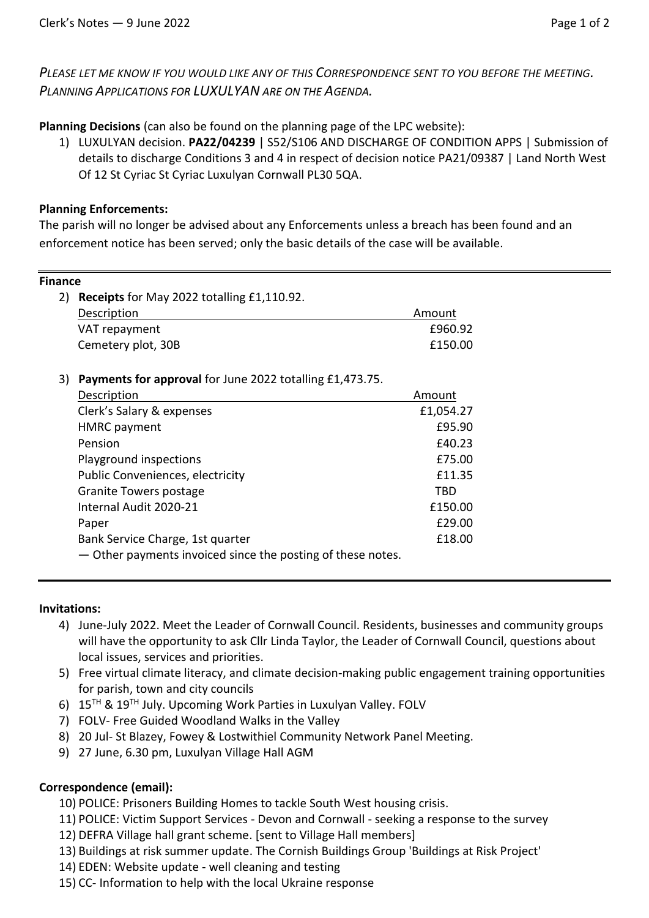*PLEASE LET ME KNOW IF YOU WOULD LIKE ANY OF THIS CORRESPONDENCE SENT TO YOU BEFORE THE MEETING. PLANNING APPLICATIONS FOR LUXULYAN ARE ON THE AGENDA.*

**Planning Decisions** (can also be found on the planning page of the LPC website):

1) LUXULYAN decision. **PA22/04239** | S52/S106 AND DISCHARGE OF CONDITION APPS | Submission of details to discharge Conditions 3 and 4 in respect of decision notice PA21/09387 | Land North West Of 12 St Cyriac St Cyriac Luxulyan Cornwall PL30 5QA.

**Planning Enforcements:**

The parish will no longer be advised about any Enforcements unless a breach has been found and an enforcement notice has been served; only the basic details of the case will be available.

---

**Finance**

2) **Receipts** for May 2022 totalling £1,110.92.

| Description | Amount |
|---|---|
| VAT repayment | £960.92 |
| Cemetery plot, 30B | £150.00 |

3) **Payments for approval** for June 2022 totalling £1,473.75.

| Description | Amount |
|---|---|
| Clerk's Salary & expenses | £1,054.27 |
| HMRC payment | £95.90 |
| Pension | £40.23 |
| Playground inspections | £75.00 |
| Public Conveniences, electricity | £11.35 |
| Granite Towers postage | TBD |
| Internal Audit 2020-21 | £150.00 |
| Paper | £29.00 |
| Bank Service Charge, 1st quarter | £18.00 |

— Other payments invoiced since the posting of these notes.

---

**Invitations:**

4) June-July 2022. Meet the Leader of Cornwall Council. Residents, businesses and community groups will have the opportunity to ask Cllr Linda Taylor, the Leader of Cornwall Council, questions about local issues, services and priorities.
5) Free virtual climate literacy, and climate decision-making public engagement training opportunities for parish, town and city councils
6) 15TH & 19TH July. Upcoming Work Parties in Luxulyan Valley. FOLV
7) FOLV- Free Guided Woodland Walks in the Valley
8) 20 Jul- St Blazey, Fowey & Lostwithiel Community Network Panel Meeting.
9) 27 June, 6.30 pm, Luxulyan Village Hall AGM

**Correspondence (email):**

10) POLICE: Prisoners Building Homes to tackle South West housing crisis.
11) POLICE: Victim Support Services - Devon and Cornwall - seeking a response to the survey
12) DEFRA Village hall grant scheme. [sent to Village Hall members]
13) Buildings at risk summer update. The Cornish Buildings Group 'Buildings at Risk Project'
14) EDEN: Website update - well cleaning and testing
15) CC- Information to help with the local Ukraine response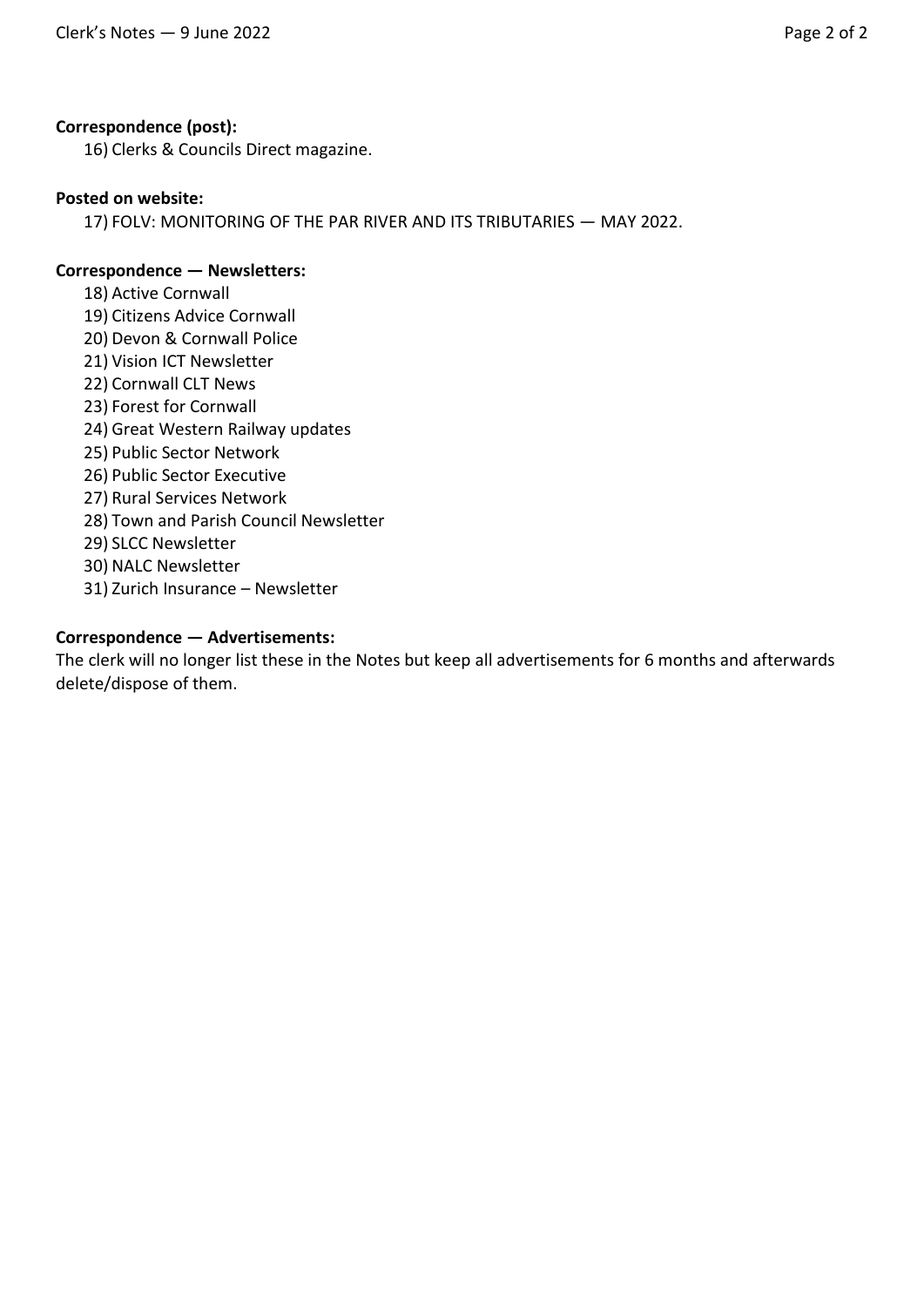**Correspondence (post):**

16) Clerks & Councils Direct magazine.

**Posted on website:**

17) FOLV: MONITORING OF THE PAR RIVER AND ITS TRIBUTARIES — MAY 2022.

**Correspondence — Newsletters:**

18) Active Cornwall
19) Citizens Advice Cornwall
20) Devon & Cornwall Police
21) Vision ICT Newsletter
22) Cornwall CLT News
23) Forest for Cornwall
24) Great Western Railway updates
25) Public Sector Network
26) Public Sector Executive
27) Rural Services Network
28) Town and Parish Council Newsletter
29) SLCC Newsletter
30) NALC Newsletter
31) Zurich Insurance – Newsletter

**Correspondence — Advertisements:**

The clerk will no longer list these in the Notes but keep all advertisements for 6 months and afterwards delete/dispose of them.